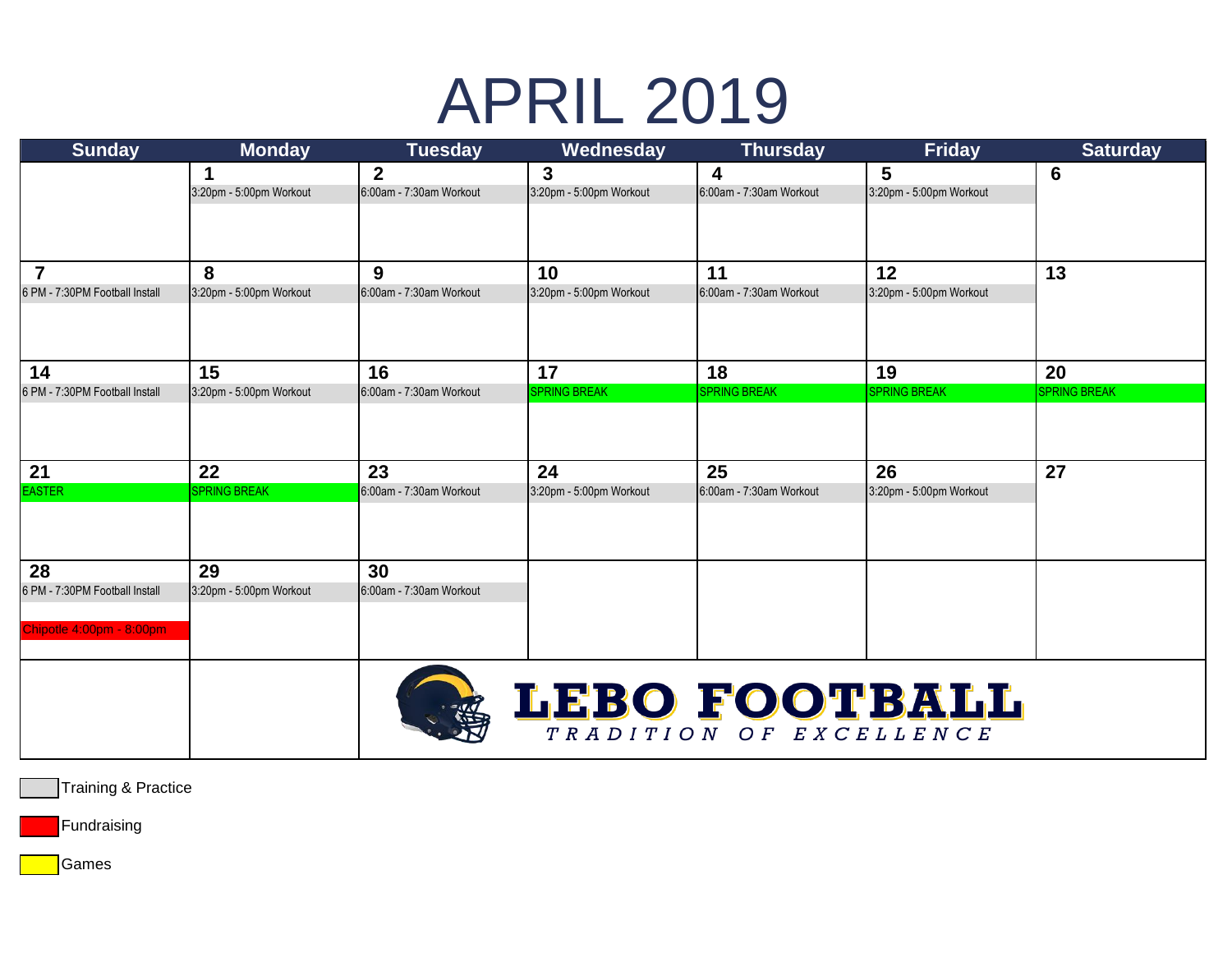# APRIL 2019

| Sunday | Monday | Tuesday | Wednesday | Thursday | Friday | Saturday |
|---|---|---|---|---|---|---|
| | **1** 3:20pm - 5:00pm Workout | **2** 6:00am - 7:30am Workout | **3** 3:20pm - 5:00pm Workout | **4** 6:00am - 7:30am Workout | **5** 3:20pm - 5:00pm Workout | **6** |
| **7** 6 PM - 7:30PM Football Install | **8** 3:20pm - 5:00pm Workout | **9** 6:00am - 7:30am Workout | **10** 3:20pm - 5:00pm Workout | **11** 6:00am - 7:30am Workout | **12** 3:20pm - 5:00pm Workout | **13** |
| **14** 6 PM - 7:30PM Football Install | **15** 3:20pm - 5:00pm Workout | **16** 6:00am - 7:30am Workout | **17** SPRING BREAK | **18** SPRING BREAK | **19** SPRING BREAK | **20** SPRING BREAK |
| **21** EASTER | **22** SPRING BREAK | **23** 6:00am - 7:30am Workout | **24** 3:20pm - 5:00pm Workout | **25** 6:00am - 7:30am Workout | **26** 3:20pm - 5:00pm Workout | **27** |
| **28** 6 PM - 7:30PM Football Install<br>Chipotle 4:00pm - 8:00pm | **29** 3:20pm - 5:00pm Workout | **30** 6:00am - 7:30am Workout | | | | |

**LEBO FOOTBALL**

*TRADITION OF EXCELLENCE*

Training & Practice

Fundraising

Games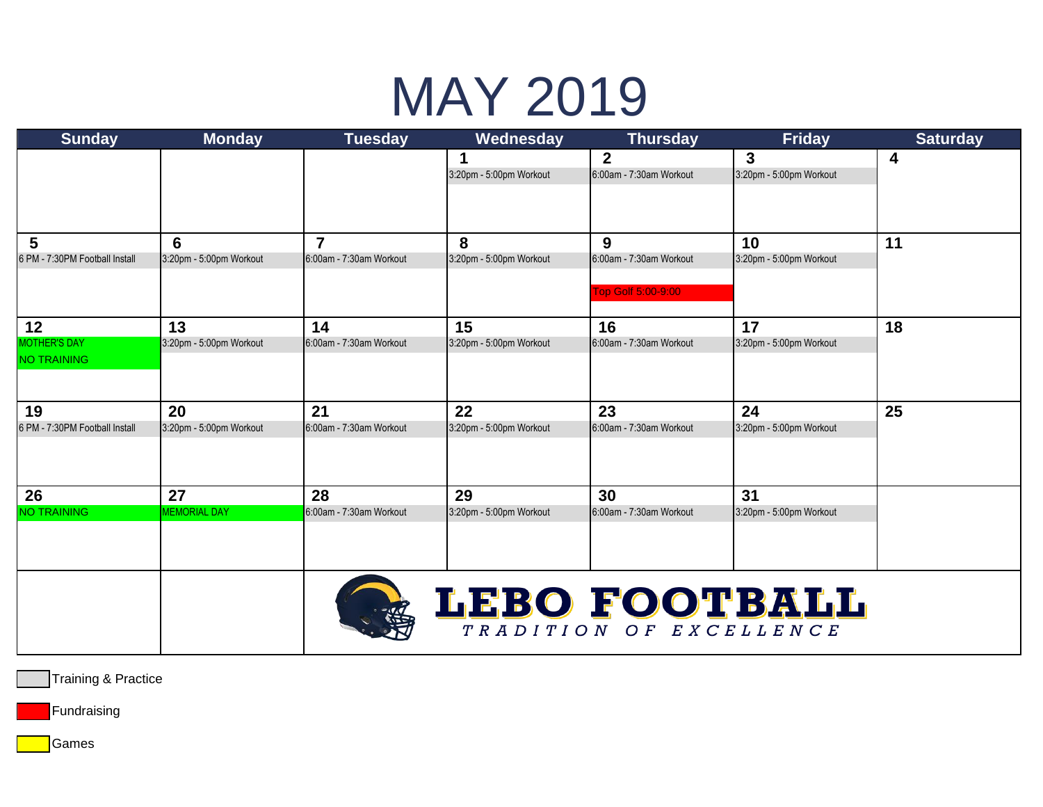# MAY 2019

| Sunday | Monday | Tuesday | Wednesday | Thursday | Friday | Saturday |
|---|---|---|---|---|---|---|
| | | | **1** 3:20pm - 5:00pm Workout | **2** 6:00am - 7:30am Workout | **3** 3:20pm - 5:00pm Workout | **4** |
| **5** 6 PM - 7:30PM Football Install | **6** 3:20pm - 5:00pm Workout | **7** 6:00am - 7:30am Workout | **8** 3:20pm - 5:00pm Workout | **9** 6:00am - 7:30am Workout<br>Top Golf 5:00-9:00 | **10** 3:20pm - 5:00pm Workout | **11** |
| **12** MOTHER'S DAY<br>NO TRAINING | **13** 3:20pm - 5:00pm Workout | **14** 6:00am - 7:30am Workout | **15** 3:20pm - 5:00pm Workout | **16** 6:00am - 7:30am Workout | **17** 3:20pm - 5:00pm Workout | **18** |
| **19** 6 PM - 7:30PM Football Install | **20** 3:20pm - 5:00pm Workout | **21** 6:00am - 7:30am Workout | **22** 3:20pm - 5:00pm Workout | **23** 6:00am - 7:30am Workout | **24** 3:20pm - 5:00pm Workout | **25** |
| **26** NO TRAINING | **27** MEMORIAL DAY | **28** 6:00am - 7:30am Workout | **29** 3:20pm - 5:00pm Workout | **30** 6:00am - 7:30am Workout | **31** 3:20pm - 5:00pm Workout | |

**LEBO FOOTBALL**

*TRADITION OF EXCELLENCE*

Training & Practice

Fundraising

Games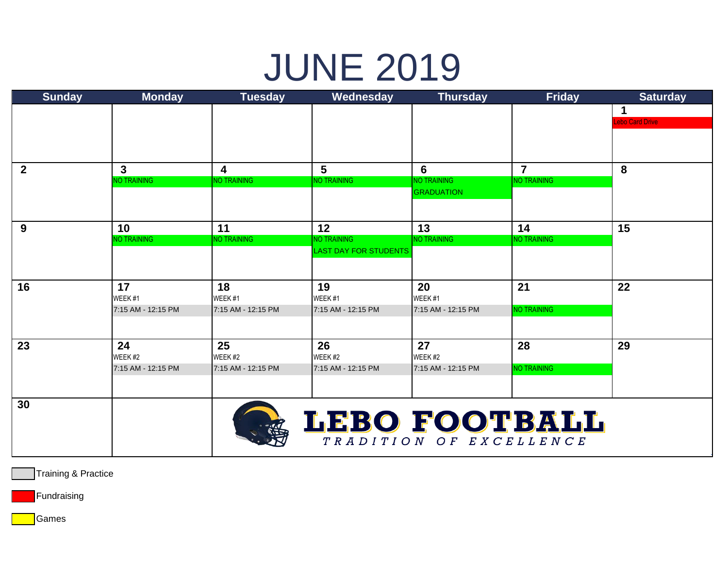# JUNE 2019

| Sunday | Monday | Tuesday | Wednesday | Thursday | Friday | Saturday |
|---|---|---|---|---|---|---|
| | | | | | | **1** Lebo Card Drive |
| **2** | **3** NO TRAINING | **4** NO TRAINING | **5** NO TRAINING | **6** NO TRAINING GRADUATION | **7** NO TRAINING | **8** |
| **9** | **10** NO TRAINING | **11** NO TRAINING | **12** NO TRAINING LAST DAY FOR STUDENTS | **13** NO TRAINING | **14** NO TRAINING | **15** |
| **16** | **17** WEEK #1 7:15 AM - 12:15 PM | **18** WEEK #1 7:15 AM - 12:15 PM | **19** WEEK #1 7:15 AM - 12:15 PM | **20** WEEK #1 7:15 AM - 12:15 PM | **21** NO TRAINING | **22** |
| **23** | **24** WEEK #2 7:15 AM - 12:15 PM | **25** WEEK #2 7:15 AM - 12:15 PM | **26** WEEK #2 7:15 AM - 12:15 PM | **27** WEEK #2 7:15 AM - 12:15 PM | **28** NO TRAINING | **29** |
| **30** | | LEBO FOOTBALL TRADITION OF EXCELLENCE | | | | |

Training & Practice

Fundraising

Games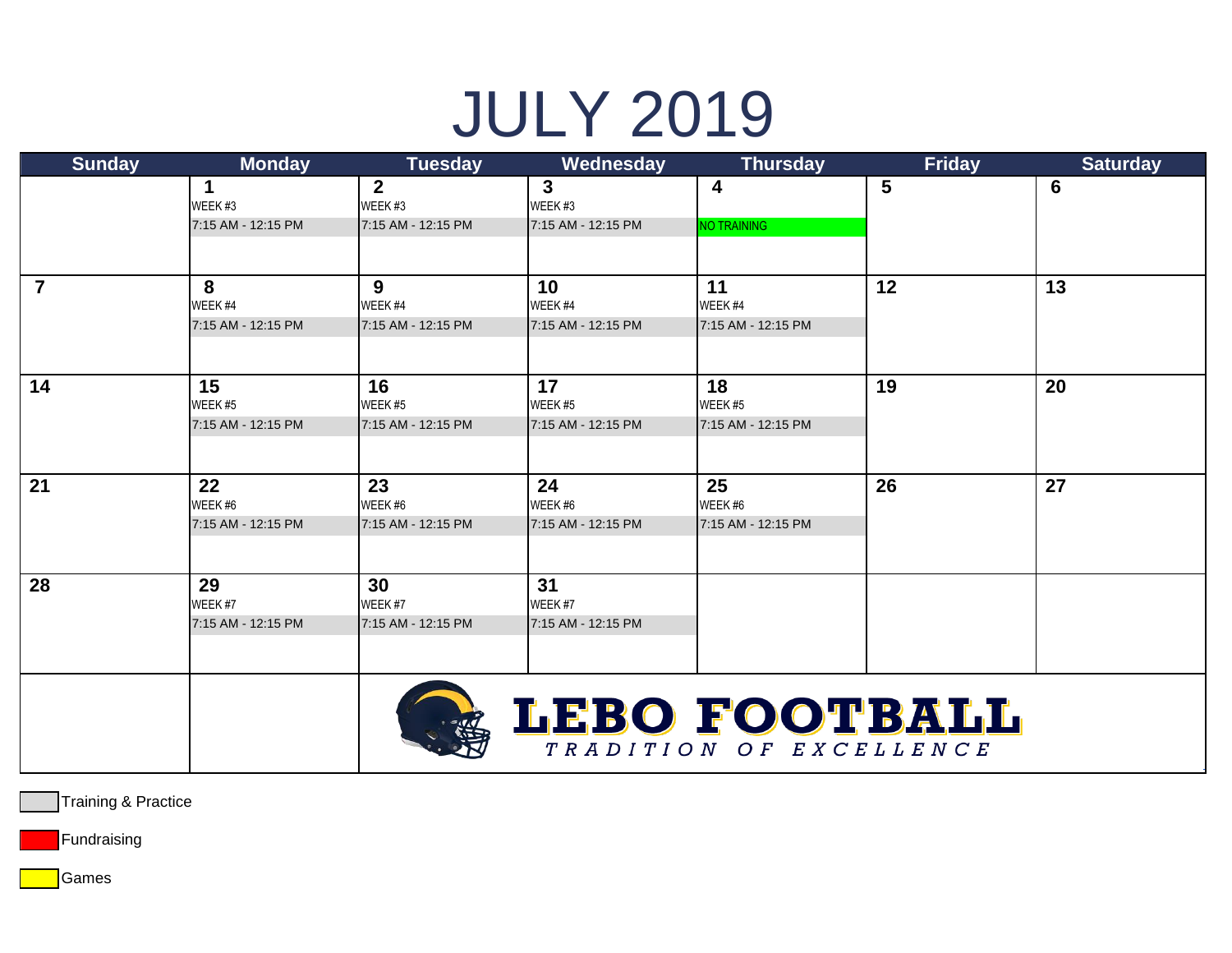# JULY 2019

| Sunday | Monday | Tuesday | Wednesday | Thursday | Friday | Saturday |
|---|---|---|---|---|---|---|
| | **1** WEEK #3 7:15 AM - 12:15 PM | **2** WEEK #3 7:15 AM - 12:15 PM | **3** WEEK #3 7:15 AM - 12:15 PM | **4** NO TRAINING | **5** | **6** |
| **7** | **8** WEEK #4 7:15 AM - 12:15 PM | **9** WEEK #4 7:15 AM - 12:15 PM | **10** WEEK #4 7:15 AM - 12:15 PM | **11** WEEK #4 7:15 AM - 12:15 PM | **12** | **13** |
| **14** | **15** WEEK #5 7:15 AM - 12:15 PM | **16** WEEK #5 7:15 AM - 12:15 PM | **17** WEEK #5 7:15 AM - 12:15 PM | **18** WEEK #5 7:15 AM - 12:15 PM | **19** | **20** |
| **21** | **22** WEEK #6 7:15 AM - 12:15 PM | **23** WEEK #6 7:15 AM - 12:15 PM | **24** WEEK #6 7:15 AM - 12:15 PM | **25** WEEK #6 7:15 AM - 12:15 PM | **26** | **27** |
| **28** | **29** WEEK #7 7:15 AM - 12:15 PM | **30** WEEK #7 7:15 AM - 12:15 PM | **31** WEEK #7 7:15 AM - 12:15 PM | | | |

**LEBO FOOTBALL**

*TRADITION OF EXCELLENCE*

Training & Practice

Fundraising

Games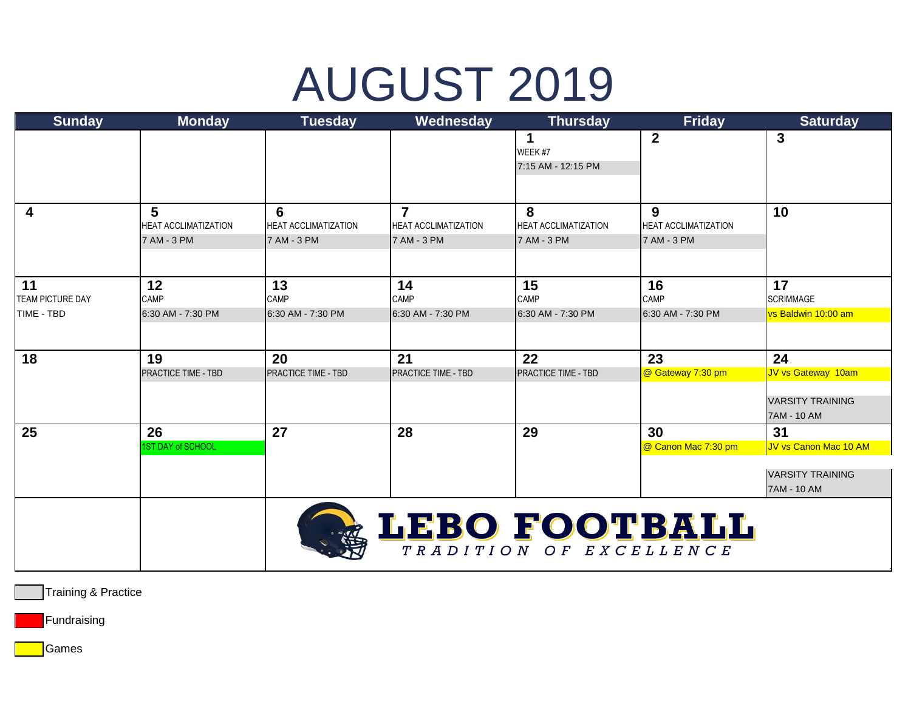# AUGUST 2019

| Sunday | Monday | Tuesday | Wednesday | Thursday | Friday | Saturday |
|---|---|---|---|---|---|---|
| | | | | **1** WEEK #7 7:15 AM - 12:15 PM | **2** | **3** |
| **4** | **5** HEAT ACCLIMATIZATION 7 AM - 3 PM | **6** HEAT ACCLIMATIZATION 7 AM - 3 PM | **7** HEAT ACCLIMATIZATION 7 AM - 3 PM | **8** HEAT ACCLIMATIZATION 7 AM - 3 PM | **9** HEAT ACCLIMATIZATION 7 AM - 3 PM | **10** |
| **11** TEAM PICTURE DAY TIME - TBD | **12** CAMP 6:30 AM - 7:30 PM | **13** CAMP 6:30 AM - 7:30 PM | **14** CAMP 6:30 AM - 7:30 PM | **15** CAMP 6:30 AM - 7:30 PM | **16** CAMP 6:30 AM - 7:30 PM | **17** SCRIMMAGE vs Baldwin 10:00 am |
| **18** | **19** PRACTICE TIME - TBD | **20** PRACTICE TIME - TBD | **21** PRACTICE TIME - TBD | **22** PRACTICE TIME - TBD | **23** @ Gateway 7:30 pm | **24** JV vs Gateway 10am VARSITY TRAINING 7AM - 10 AM |
| **25** | **26** 1ST DAY of SCHOOL | **27** | **28** | **29** | **30** @ Canon Mac 7:30 pm | **31** JV vs Canon Mac 10 AM VARSITY TRAINING 7AM - 10 AM |

**LEBO FOOTBALL**
*TRADITION OF EXCELLENCE*

Training & Practice

Fundraising

Games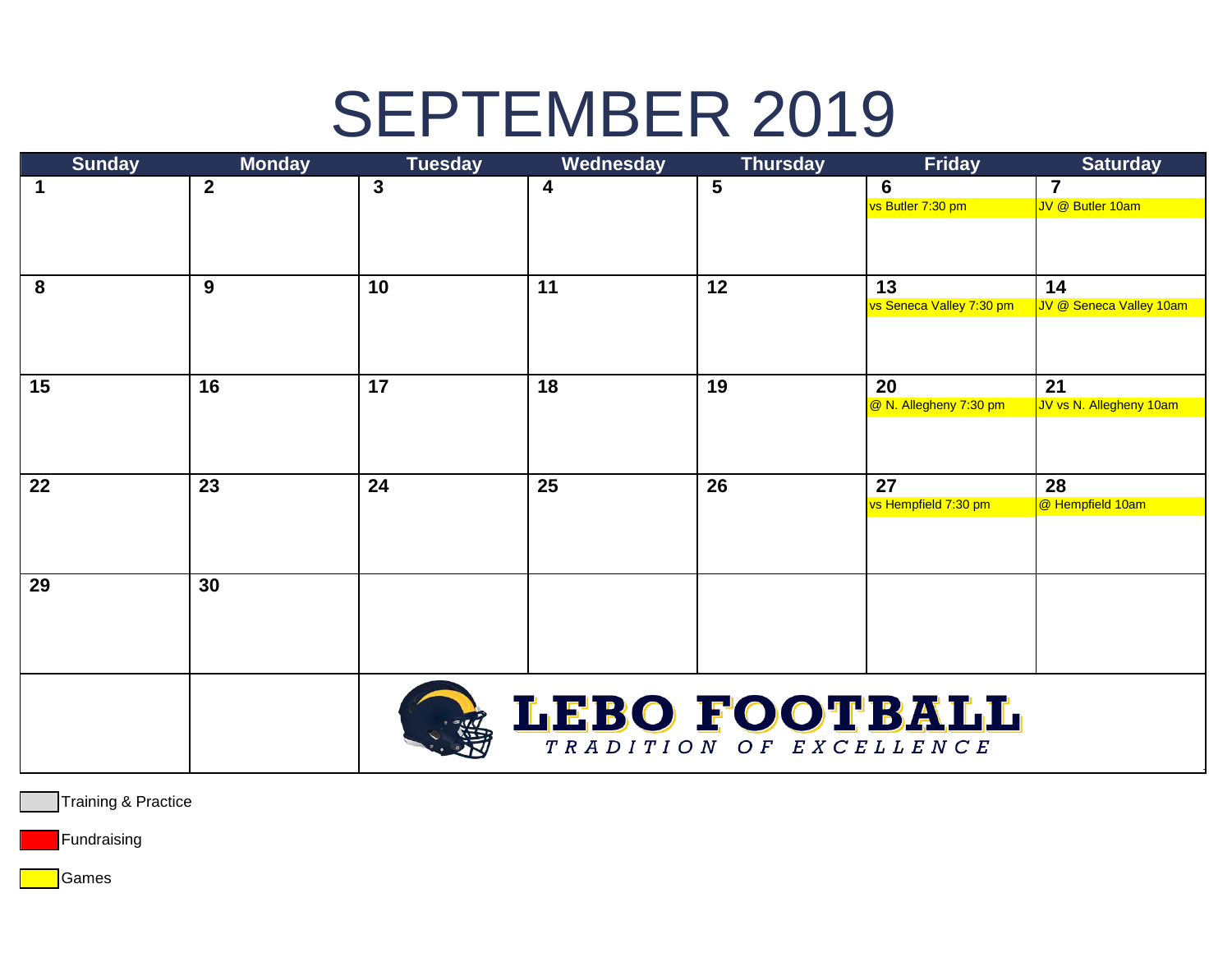# SEPTEMBER 2019

| Sunday | Monday | Tuesday | Wednesday | Thursday | Friday | Saturday |
|---|---|---|---|---|---|---|
| 1 | 2 | 3 | 4 | 5 | 6<br>vs Butler 7:30 pm | 7<br>JV @ Butler 10am |
| 8 | 9 | 10 | 11 | 12 | 13<br>vs Seneca Valley 7:30 pm | 14<br>JV @ Seneca Valley 10am |
| 15 | 16 | 17 | 18 | 19 | 20<br>@ N. Allegheny 7:30 pm | 21<br>JV vs N. Allegheny 10am |
| 22 | 23 | 24 | 25 | 26 | 27<br>vs Hempfield 7:30 pm | 28<br>@ Hempfield 10am |
| 29 | 30 | | | | | |

**LEBO FOOTBALL**

*TRADITION OF EXCELLENCE*

Training & Practice

Fundraising

Games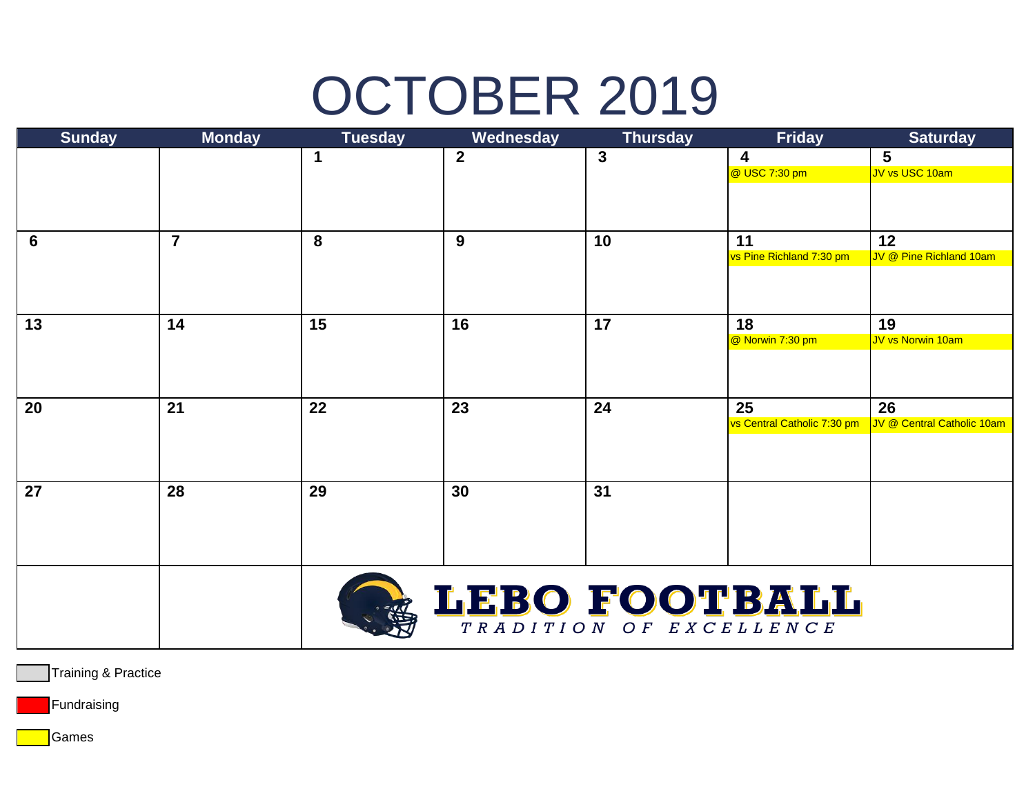# OCTOBER 2019

| Sunday | Monday | Tuesday | Wednesday | Thursday | Friday | Saturday |
|---|---|---|---|---|---|---|
| | | 1 | 2 | 3 | 4<br>@ USC 7:30 pm | 5<br>JV vs USC 10am |
| 6 | 7 | 8 | 9 | 10 | 11<br>vs Pine Richland 7:30 pm | 12<br>JV @ Pine Richland 10am |
| 13 | 14 | 15 | 16 | 17 | 18<br>@ Norwin 7:30 pm | 19<br>JV vs Norwin 10am |
| 20 | 21 | 22 | 23 | 24 | 25<br>vs Central Catholic 7:30 pm | 26<br>JV @ Central Catholic 10am |
| 27 | 28 | 29 | 30 | 31 | | |

**LEBO FOOTBALL**

*TRADITION OF EXCELLENCE*

Training & Practice

Fundraising

Games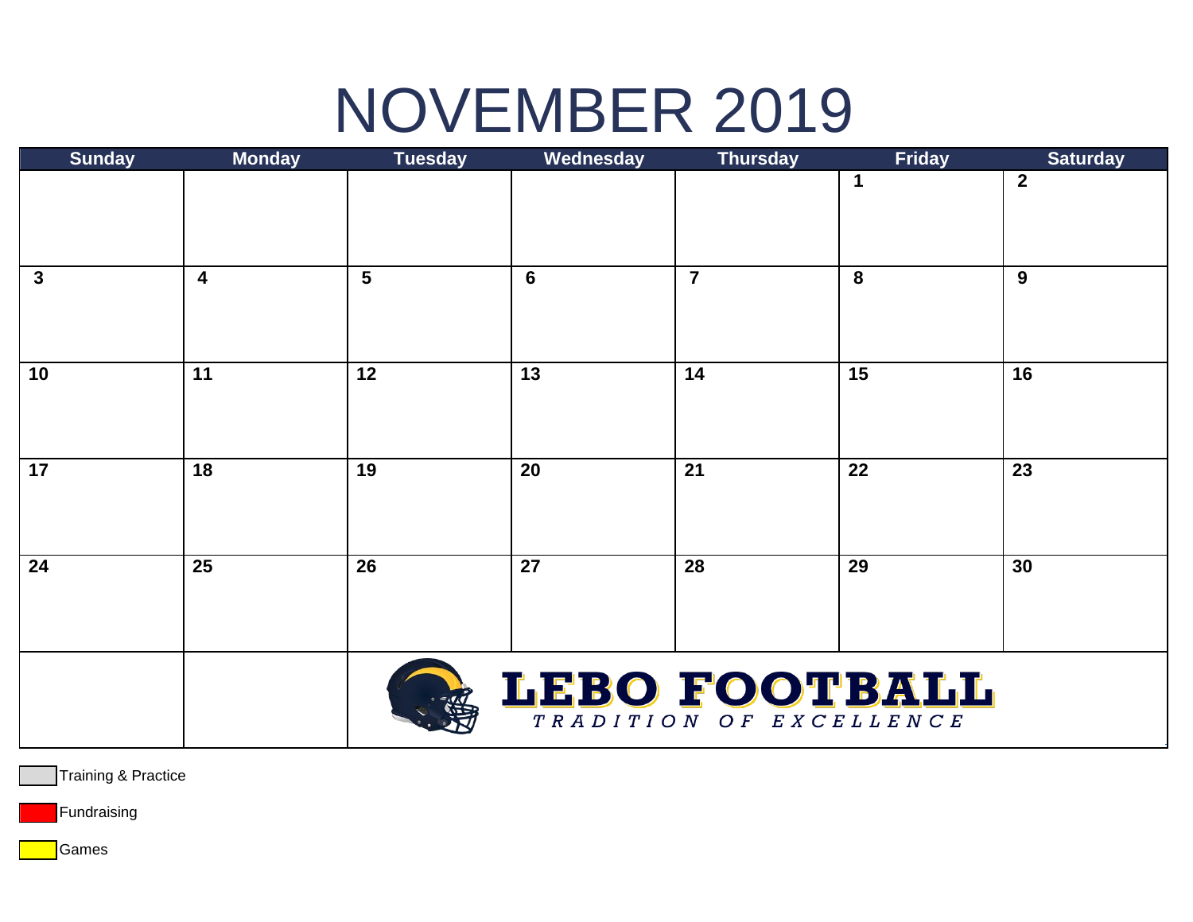# NOVEMBER 2019

| Sunday | Monday | Tuesday | Wednesday | Thursday | Friday | Saturday |
|---|---|---|---|---|---|---|
| | | | | | 1 | 2 |
| 3 | 4 | 5 | 6 | 7 | 8 | 9 |
| 10 | 11 | 12 | 13 | 14 | 15 | 16 |
| 17 | 18 | 19 | 20 | 21 | 22 | 23 |
| 24 | 25 | 26 | 27 | 28 | 29 | 30 |
| | | LEBO FOOTBALL<br>TRADITION OF EXCELLENCE | | | | |

Training & Practice

Fundraising

Games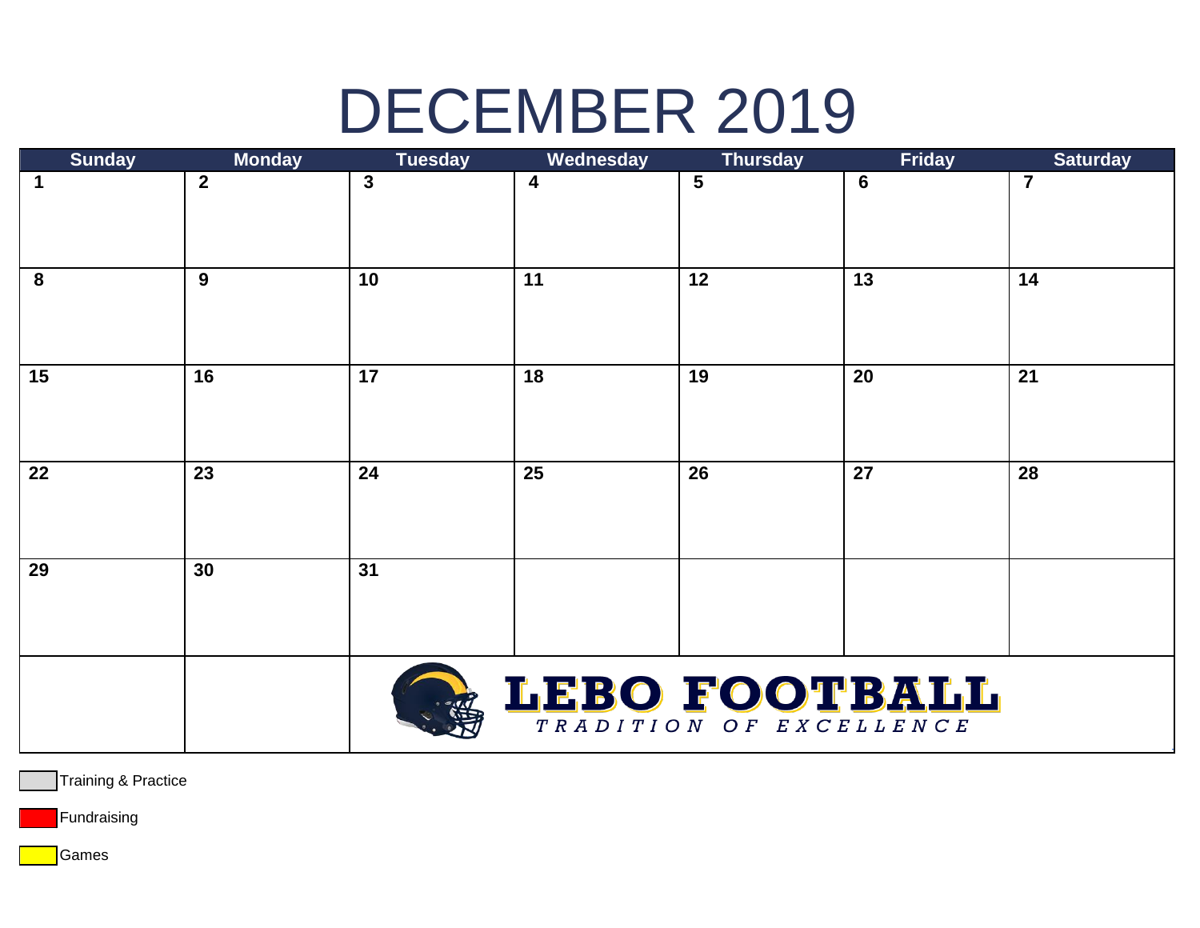# DECEMBER 2019

| Sunday | Monday | Tuesday | Wednesday | Thursday | Friday | Saturday |
|---|---|---|---|---|---|---|
| 1 | 2 | 3 | 4 | 5 | 6 | 7 |
| 8 | 9 | 10 | 11 | 12 | 13 | 14 |
| 15 | 16 | 17 | 18 | 19 | 20 | 21 |
| 22 | 23 | 24 | 25 | 26 | 27 | 28 |
| 29 | 30 | 31 | | | | |
| | | LEBO FOOTBALL TRADITION OF EXCELLENCE | | | | |

Training & Practice

Fundraising

Games